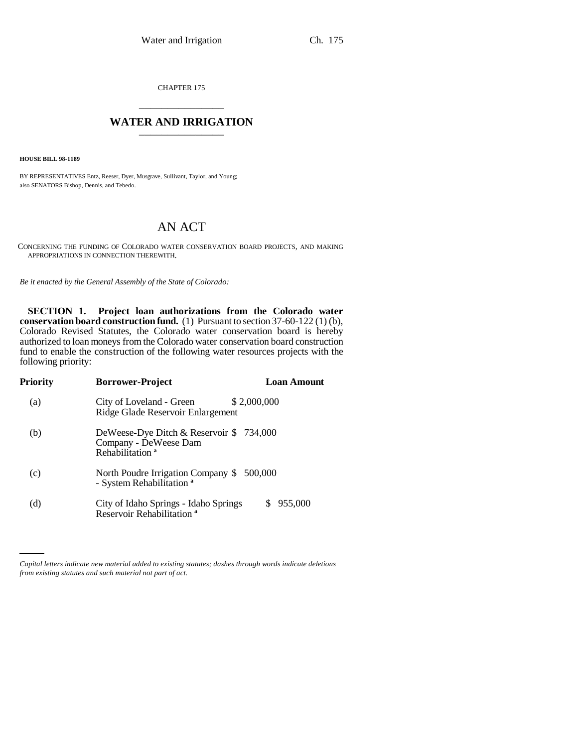CHAPTER 175

# WATER AND IRRIGATION

**HOUSE BILL 98-1189**

BY REPRESENTATIVES Entz, Reeser, Dyer, Musgrave, Sullivant, Taylor, and Young;
also SENATORS Bishop, Dennis, and Tebedo.

## AN ACT

CONCERNING THE FUNDING OF COLORADO WATER CONSERVATION BOARD PROJECTS, AND MAKING APPROPRIATIONS IN CONNECTION THEREWITH.

*Be it enacted by the General Assembly of the State of Colorado:*

**SECTION 1. Project loan authorizations from the Colorado water conservation board construction fund.** (1) Pursuant to section 37-60-122 (1) (b), Colorado Revised Statutes, the Colorado water conservation board is hereby authorized to loan moneys from the Colorado water conservation board construction fund to enable the construction of the following water resources projects with the following priority:

| Priority | Borrower-Project | Loan Amount |
|---|---|---|
| (a) | City of Loveland - Green Ridge Glade Reservoir Enlargement | $ 2,000,000 |
| (b) | DeWeese-Dye Ditch & Reservoir Company - DeWeese Dam Rehabilitation [a] | $ 734,000 |
| (c) | North Poudre Irrigation Company - System Rehabilitation [a] | $ 500,000 |
| (d) | City of Idaho Springs - Idaho Springs Reservoir Rehabilitation [a] | $ 955,000 |

*Capital letters indicate new material added to existing statutes; dashes through words indicate deletions from existing statutes and such material not part of act.*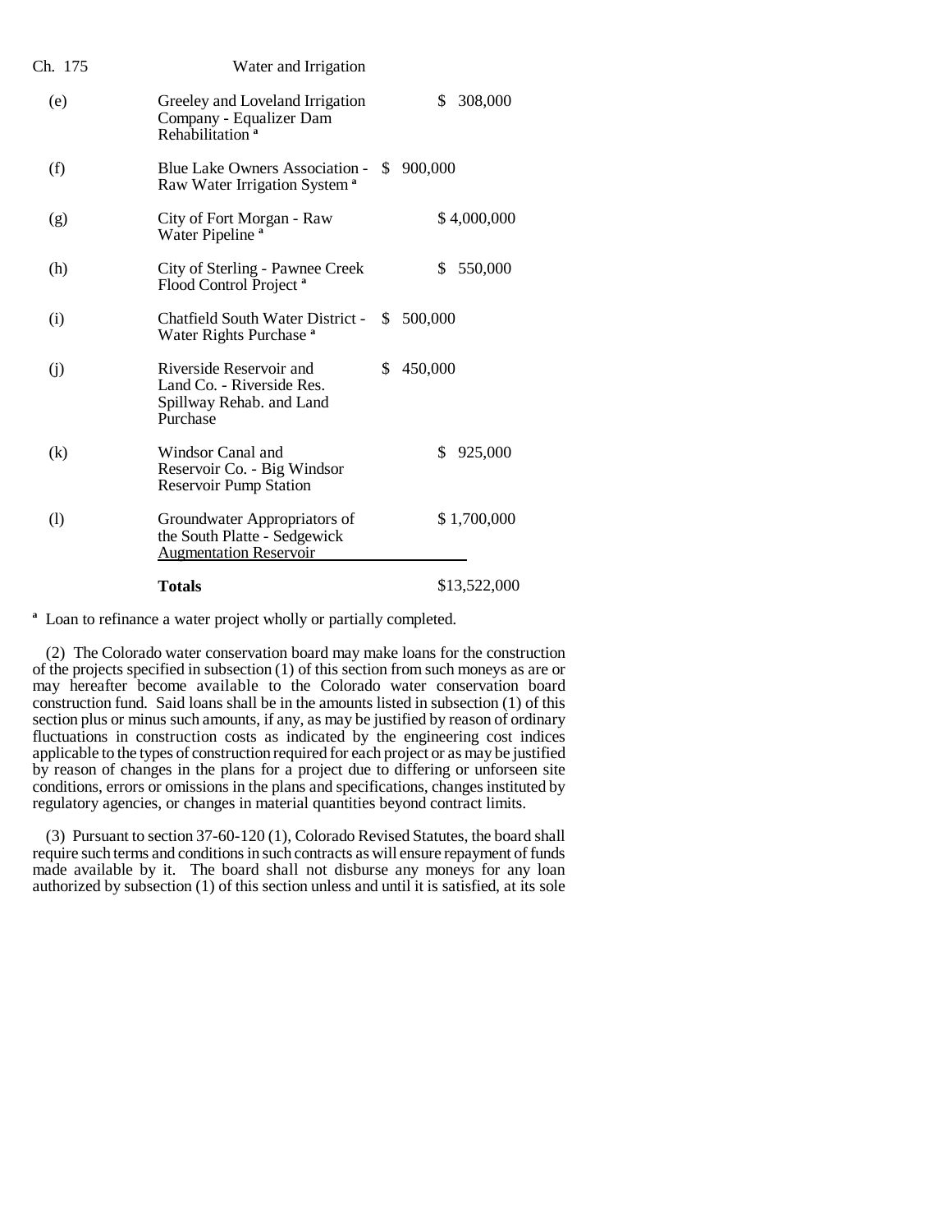| | | |
|---|---|---|
| (e) | Greeley and Loveland Irrigation Company - Equalizer Dam Rehabilitation [a] | $ 308,000 |
| (f) | Blue Lake Owners Association - Raw Water Irrigation System [a] | $ 900,000 |
| (g) | City of Fort Morgan - Raw Water Pipeline [a] | $ 4,000,000 |
| (h) | City of Sterling - Pawnee Creek Flood Control Project [a] | $ 550,000 |
| (i) | Chatfield South Water District - Water Rights Purchase [a] | $ 500,000 |
| (j) | Riverside Reservoir and Land Co. - Riverside Res. Spillway Rehab. and Land Purchase | $ 450,000 |
| (k) | Windsor Canal and Reservoir Co. - Big Windsor Reservoir Pump Station | $ 925,000 |
| (l) | Groundwater Appropriators of the South Platte - Sedgewick Augmentation Reservoir | $ 1,700,000 |
| | **Totals** | $13,522,000 |

[a] Loan to refinance a water project wholly or partially completed.

(2) The Colorado water conservation board may make loans for the construction of the projects specified in subsection (1) of this section from such moneys as are or may hereafter become available to the Colorado water conservation board construction fund. Said loans shall be in the amounts listed in subsection (1) of this section plus or minus such amounts, if any, as may be justified by reason of ordinary fluctuations in construction costs as indicated by the engineering cost indices applicable to the types of construction required for each project or as may be justified by reason of changes in the plans for a project due to differing or unforseen site conditions, errors or omissions in the plans and specifications, changes instituted by regulatory agencies, or changes in material quantities beyond contract limits.

(3) Pursuant to section 37-60-120 (1), Colorado Revised Statutes, the board shall require such terms and conditions in such contracts as will ensure repayment of funds made available by it. The board shall not disburse any moneys for any loan authorized by subsection (1) of this section unless and until it is satisfied, at its sole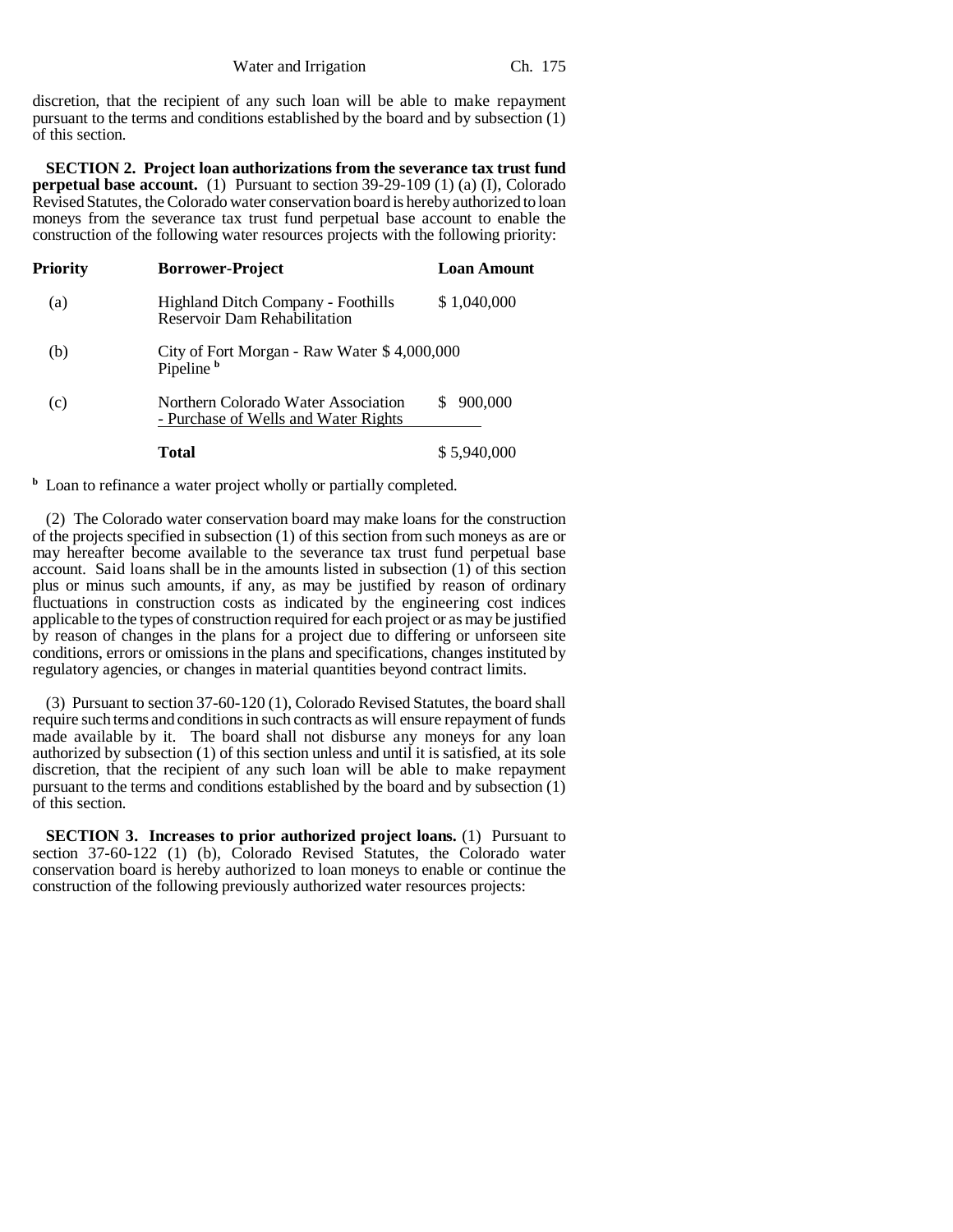discretion, that the recipient of any such loan will be able to make repayment pursuant to the terms and conditions established by the board and by subsection (1) of this section.

**SECTION 2. Project loan authorizations from the severance tax trust fund perpetual base account.** (1) Pursuant to section 39-29-109 (1) (a) (I), Colorado Revised Statutes, the Colorado water conservation board is hereby authorized to loan moneys from the severance tax trust fund perpetual base account to enable the construction of the following water resources projects with the following priority:

| Priority | Borrower-Project | Loan Amount |
|---|---|---|
| (a) | Highland Ditch Company - Foothills Reservoir Dam Rehabilitation | $ 1,040,000 |
| (b) | City of Fort Morgan - Raw Water Pipeline [b] | $ 4,000,000 |
| (c) | Northern Colorado Water Association - Purchase of Wells and Water Rights | $ 900,000 |
| | **Total** | $ 5,940,000 |

[b] Loan to refinance a water project wholly or partially completed.

(2) The Colorado water conservation board may make loans for the construction of the projects specified in subsection (1) of this section from such moneys as are or may hereafter become available to the severance tax trust fund perpetual base account. Said loans shall be in the amounts listed in subsection (1) of this section plus or minus such amounts, if any, as may be justified by reason of ordinary fluctuations in construction costs as indicated by the engineering cost indices applicable to the types of construction required for each project or as may be justified by reason of changes in the plans for a project due to differing or unforseen site conditions, errors or omissions in the plans and specifications, changes instituted by regulatory agencies, or changes in material quantities beyond contract limits.

(3) Pursuant to section 37-60-120 (1), Colorado Revised Statutes, the board shall require such terms and conditions in such contracts as will ensure repayment of funds made available by it. The board shall not disburse any moneys for any loan authorized by subsection (1) of this section unless and until it is satisfied, at its sole discretion, that the recipient of any such loan will be able to make repayment pursuant to the terms and conditions established by the board and by subsection (1) of this section.

**SECTION 3. Increases to prior authorized project loans.** (1) Pursuant to section 37-60-122 (1) (b), Colorado Revised Statutes, the Colorado water conservation board is hereby authorized to loan moneys to enable or continue the construction of the following previously authorized water resources projects: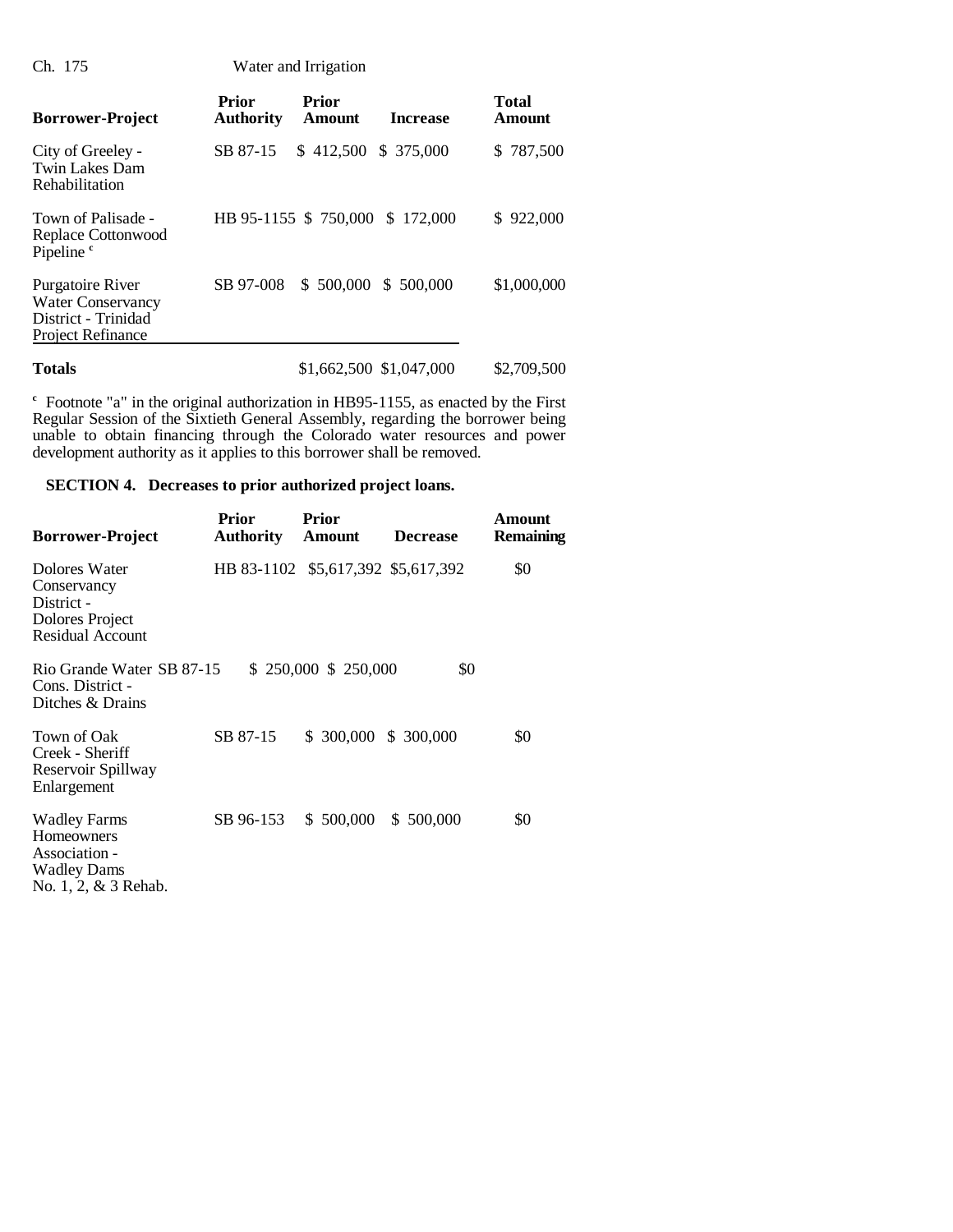| Borrower-Project | Prior Authority | Prior Amount | Increase | Total Amount |
|---|---|---|---|---|
| City of Greeley - Twin Lakes Dam Rehabilitation | SB 87-15 | $ 412,500 | $ 375,000 | $ 787,500 |
| Town of Palisade - Replace Cottonwood Pipeline [c] | HB 95-1155 | $ 750,000 | $ 172,000 | $ 922,000 |
| Purgatoire River Water Conservancy District - Trinidad Project Refinance | SB 97-008 | $ 500,000 | $ 500,000 | $1,000,000 |
| **Totals** | | $1,662,500 | $1,047,000 | $2,709,500 |

[c] Footnote "a" in the original authorization in HB95-1155, as enacted by the First Regular Session of the Sixtieth General Assembly, regarding the borrower being unable to obtain financing through the Colorado water resources and power development authority as it applies to this borrower shall be removed.

**SECTION 4. Decreases to prior authorized project loans.**

| Borrower-Project | Prior Authority | Prior Amount | Decrease | Amount Remaining |
|---|---|---|---|---|
| Dolores Water Conservancy District - Dolores Project Residual Account | HB 83-1102 | $5,617,392 | $5,617,392 | $0 |
| Rio Grande Water Cons. District - Ditches & Drains | SB 87-15 | $ 250,000 | $ 250,000 | $0 |
| Town of Oak Creek - Sheriff Reservoir Spillway Enlargement | SB 87-15 | $ 300,000 | $ 300,000 | $0 |
| Wadley Farms Homeowners Association - Wadley Dams No. 1, 2, & 3 Rehab. | SB 96-153 | $ 500,000 | $ 500,000 | $0 |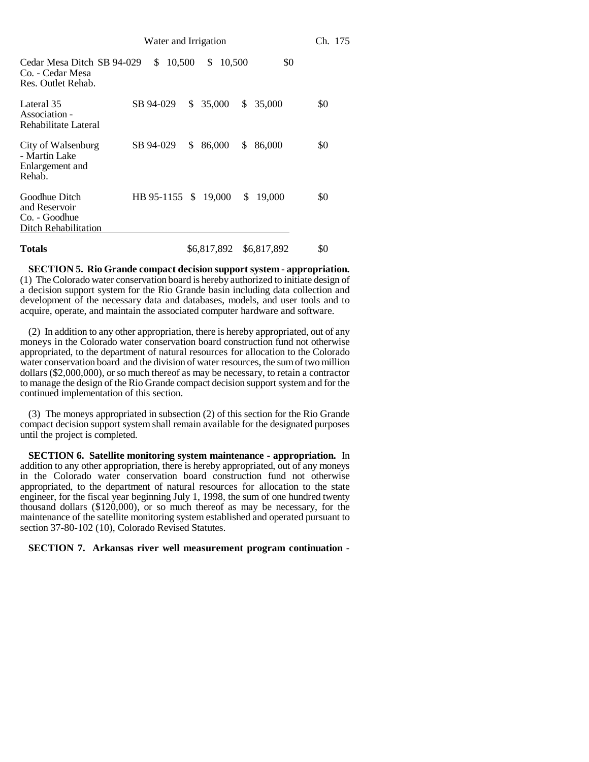| | | | | |
|---|---|---|---|---|
| Cedar Mesa Ditch Co. - Cedar Mesa Res. Outlet Rehab. | SB 94-029 | $ 10,500 | $ 10,500 | $0 |
| Lateral 35 Association - Rehabilitate Lateral | SB 94-029 | $ 35,000 | $ 35,000 | $0 |
| City of Walsenburg - Martin Lake Enlargement and Rehab. | SB 94-029 | $ 86,000 | $ 86,000 | $0 |
| Goodhue Ditch and Reservoir Co. - Goodhue Ditch Rehabilitation | HB 95-1155 | $ 19,000 | $ 19,000 | $0 |
| **Totals** | | $6,817,892 | $6,817,892 | $0 |

**SECTION 5. Rio Grande compact decision support system - appropriation.** (1) The Colorado water conservation board is hereby authorized to initiate design of a decision support system for the Rio Grande basin including data collection and development of the necessary data and databases, models, and user tools and to acquire, operate, and maintain the associated computer hardware and software.

(2) In addition to any other appropriation, there is hereby appropriated, out of any moneys in the Colorado water conservation board construction fund not otherwise appropriated, to the department of natural resources for allocation to the Colorado water conservation board and the division of water resources, the sum of two million dollars ($2,000,000), or so much thereof as may be necessary, to retain a contractor to manage the design of the Rio Grande compact decision support system and for the continued implementation of this section.

(3) The moneys appropriated in subsection (2) of this section for the Rio Grande compact decision support system shall remain available for the designated purposes until the project is completed.

**SECTION 6. Satellite monitoring system maintenance - appropriation.** In addition to any other appropriation, there is hereby appropriated, out of any moneys in the Colorado water conservation board construction fund not otherwise appropriated, to the department of natural resources for allocation to the state engineer, for the fiscal year beginning July 1, 1998, the sum of one hundred twenty thousand dollars ($120,000), or so much thereof as may be necessary, for the maintenance of the satellite monitoring system established and operated pursuant to section 37-80-102 (10), Colorado Revised Statutes.

**SECTION 7. Arkansas river well measurement program continuation -**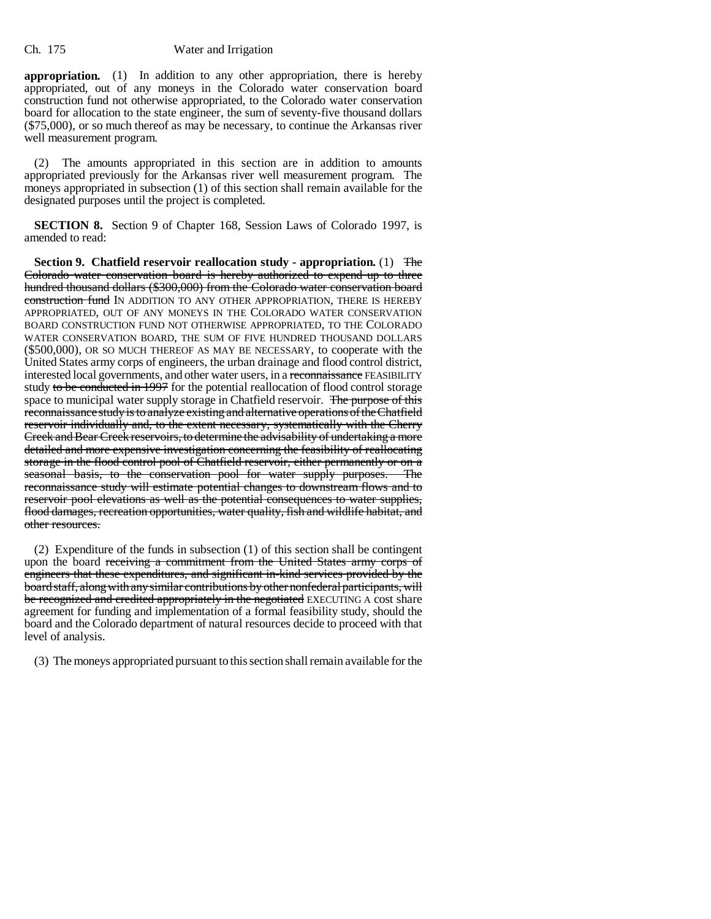**appropriation.** (1) In addition to any other appropriation, there is hereby appropriated, out of any moneys in the Colorado water conservation board construction fund not otherwise appropriated, to the Colorado water conservation board for allocation to the state engineer, the sum of seventy-five thousand dollars ($75,000), or so much thereof as may be necessary, to continue the Arkansas river well measurement program.

(2) The amounts appropriated in this section are in addition to amounts appropriated previously for the Arkansas river well measurement program. The moneys appropriated in subsection (1) of this section shall remain available for the designated purposes until the project is completed.

**SECTION 8.** Section 9 of Chapter 168, Session Laws of Colorado 1997, is amended to read:

**Section 9. Chatfield reservoir reallocation study - appropriation.** (1) ~~The Colorado water conservation board is hereby authorized to expend up to three hundred thousand dollars ($300,000) from the Colorado water conservation board construction fund~~ IN ADDITION TO ANY OTHER APPROPRIATION, THERE IS HEREBY APPROPRIATED, OUT OF ANY MONEYS IN THE COLORADO WATER CONSERVATION BOARD CONSTRUCTION FUND NOT OTHERWISE APPROPRIATED, TO THE COLORADO WATER CONSERVATION BOARD, THE SUM OF FIVE HUNDRED THOUSAND DOLLARS ($500,000), OR SO MUCH THEREOF AS MAY BE NECESSARY, to cooperate with the United States army corps of engineers, the urban drainage and flood control district, interested local governments, and other water users, in a ~~reconnaissance~~ FEASIBILITY study ~~to be conducted in 1997~~ for the potential reallocation of flood control storage space to municipal water supply storage in Chatfield reservoir. ~~The purpose of this reconnaissance study is to analyze existing and alternative operations of the Chatfield reservoir individually and, to the extent necessary, systematically with the Cherry Creek and Bear Creek reservoirs, to determine the advisability of undertaking a more detailed and more expensive investigation concerning the feasibility of reallocating storage in the flood control pool of Chatfield reservoir, either permanently or on a seasonal basis, to the conservation pool for water supply purposes. The reconnaissance study will estimate potential changes to downstream flows and to reservoir pool elevations as well as the potential consequences to water supplies, flood damages, recreation opportunities, water quality, fish and wildlife habitat, and other resources.~~

(2) Expenditure of the funds in subsection (1) of this section shall be contingent upon the board ~~receiving a commitment from the United States army corps of engineers that these expenditures, and significant in-kind services provided by the board staff, along with any similar contributions by other nonfederal participants, will be recognized and credited appropriately in the negotiated~~ EXECUTING A cost share agreement for funding and implementation of a formal feasibility study, should the board and the Colorado department of natural resources decide to proceed with that level of analysis.

(3) The moneys appropriated pursuant to this section shall remain available for the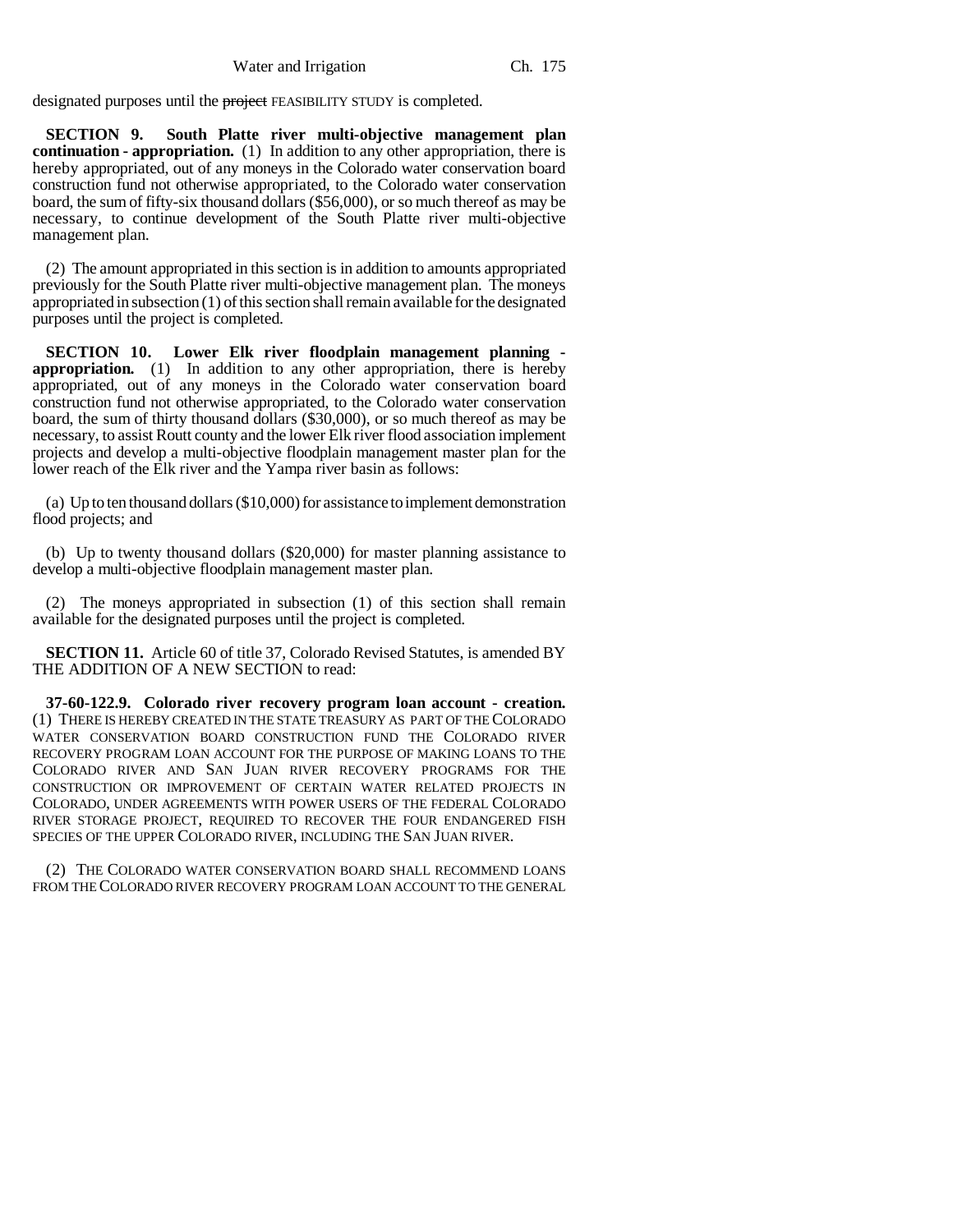designated purposes until the ~~project~~ FEASIBILITY STUDY is completed.

**SECTION 9. South Platte river multi-objective management plan continuation - appropriation.** (1) In addition to any other appropriation, there is hereby appropriated, out of any moneys in the Colorado water conservation board construction fund not otherwise appropriated, to the Colorado water conservation board, the sum of fifty-six thousand dollars ($56,000), or so much thereof as may be necessary, to continue development of the South Platte river multi-objective management plan.

(2) The amount appropriated in this section is in addition to amounts appropriated previously for the South Platte river multi-objective management plan. The moneys appropriated in subsection (1) of this section shall remain available for the designated purposes until the project is completed.

**SECTION 10. Lower Elk river floodplain management planning - appropriation.** (1) In addition to any other appropriation, there is hereby appropriated, out of any moneys in the Colorado water conservation board construction fund not otherwise appropriated, to the Colorado water conservation board, the sum of thirty thousand dollars ($30,000), or so much thereof as may be necessary, to assist Routt county and the lower Elk river flood association implement projects and develop a multi-objective floodplain management master plan for the lower reach of the Elk river and the Yampa river basin as follows:

(a) Up to ten thousand dollars ($10,000) for assistance to implement demonstration flood projects; and

(b) Up to twenty thousand dollars ($20,000) for master planning assistance to develop a multi-objective floodplain management master plan.

(2) The moneys appropriated in subsection (1) of this section shall remain available for the designated purposes until the project is completed.

**SECTION 11.** Article 60 of title 37, Colorado Revised Statutes, is amended BY THE ADDITION OF A NEW SECTION to read:

**37-60-122.9. Colorado river recovery program loan account - creation.** (1) THERE IS HEREBY CREATED IN THE STATE TREASURY AS PART OF THE COLORADO WATER CONSERVATION BOARD CONSTRUCTION FUND THE COLORADO RIVER RECOVERY PROGRAM LOAN ACCOUNT FOR THE PURPOSE OF MAKING LOANS TO THE COLORADO RIVER AND SAN JUAN RIVER RECOVERY PROGRAMS FOR THE CONSTRUCTION OR IMPROVEMENT OF CERTAIN WATER RELATED PROJECTS IN COLORADO, UNDER AGREEMENTS WITH POWER USERS OF THE FEDERAL COLORADO RIVER STORAGE PROJECT, REQUIRED TO RECOVER THE FOUR ENDANGERED FISH SPECIES OF THE UPPER COLORADO RIVER, INCLUDING THE SAN JUAN RIVER.

(2) THE COLORADO WATER CONSERVATION BOARD SHALL RECOMMEND LOANS FROM THE COLORADO RIVER RECOVERY PROGRAM LOAN ACCOUNT TO THE GENERAL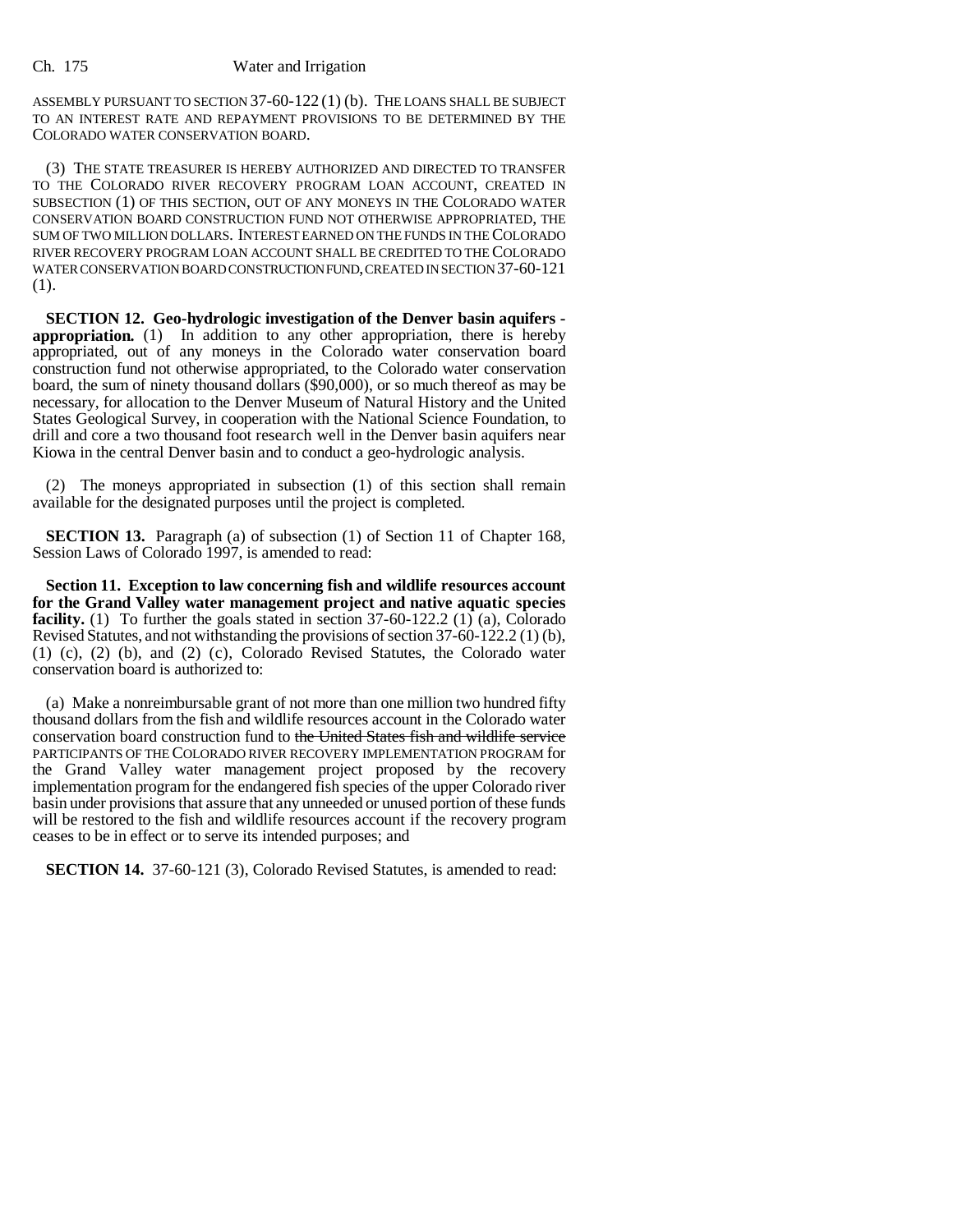ASSEMBLY PURSUANT TO SECTION 37-60-122 (1) (b). THE LOANS SHALL BE SUBJECT TO AN INTEREST RATE AND REPAYMENT PROVISIONS TO BE DETERMINED BY THE COLORADO WATER CONSERVATION BOARD.

(3) THE STATE TREASURER IS HEREBY AUTHORIZED AND DIRECTED TO TRANSFER TO THE COLORADO RIVER RECOVERY PROGRAM LOAN ACCOUNT, CREATED IN SUBSECTION (1) OF THIS SECTION, OUT OF ANY MONEYS IN THE COLORADO WATER CONSERVATION BOARD CONSTRUCTION FUND NOT OTHERWISE APPROPRIATED, THE SUM OF TWO MILLION DOLLARS. INTEREST EARNED ON THE FUNDS IN THE COLORADO RIVER RECOVERY PROGRAM LOAN ACCOUNT SHALL BE CREDITED TO THE COLORADO WATER CONSERVATION BOARD CONSTRUCTION FUND, CREATED IN SECTION 37-60-121 (1).

**SECTION 12. Geo-hydrologic investigation of the Denver basin aquifers - appropriation.** (1) In addition to any other appropriation, there is hereby appropriated, out of any moneys in the Colorado water conservation board construction fund not otherwise appropriated, to the Colorado water conservation board, the sum of ninety thousand dollars ($90,000), or so much thereof as may be necessary, for allocation to the Denver Museum of Natural History and the United States Geological Survey, in cooperation with the National Science Foundation, to drill and core a two thousand foot research well in the Denver basin aquifers near Kiowa in the central Denver basin and to conduct a geo-hydrologic analysis.

(2) The moneys appropriated in subsection (1) of this section shall remain available for the designated purposes until the project is completed.

**SECTION 13.** Paragraph (a) of subsection (1) of Section 11 of Chapter 168, Session Laws of Colorado 1997, is amended to read:

**Section 11. Exception to law concerning fish and wildlife resources account for the Grand Valley water management project and native aquatic species facility.** (1) To further the goals stated in section 37-60-122.2 (1) (a), Colorado Revised Statutes, and not withstanding the provisions of section 37-60-122.2 (1) (b), (1) (c), (2) (b), and (2) (c), Colorado Revised Statutes, the Colorado water conservation board is authorized to:

(a) Make a nonreimbursable grant of not more than one million two hundred fifty thousand dollars from the fish and wildlife resources account in the Colorado water conservation board construction fund to ~~the United States fish and wildlife service~~ PARTICIPANTS OF THE COLORADO RIVER RECOVERY IMPLEMENTATION PROGRAM for the Grand Valley water management project proposed by the recovery implementation program for the endangered fish species of the upper Colorado river basin under provisions that assure that any unneeded or unused portion of these funds will be restored to the fish and wildlife resources account if the recovery program ceases to be in effect or to serve its intended purposes; and

**SECTION 14.** 37-60-121 (3), Colorado Revised Statutes, is amended to read: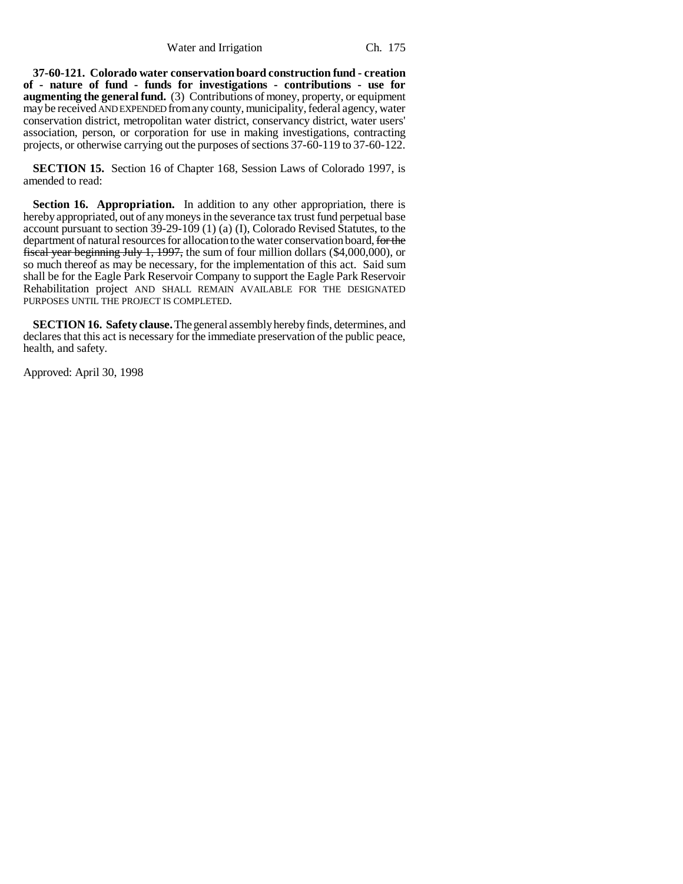**37-60-121. Colorado water conservation board construction fund - creation of - nature of fund - funds for investigations - contributions - use for augmenting the general fund.** (3) Contributions of money, property, or equipment may be received AND EXPENDED from any county, municipality, federal agency, water conservation district, metropolitan water district, conservancy district, water users' association, person, or corporation for use in making investigations, contracting projects, or otherwise carrying out the purposes of sections 37-60-119 to 37-60-122.

**SECTION 15.** Section 16 of Chapter 168, Session Laws of Colorado 1997, is amended to read:

**Section 16. Appropriation.** In addition to any other appropriation, there is hereby appropriated, out of any moneys in the severance tax trust fund perpetual base account pursuant to section 39-29-109 (1) (a) (I), Colorado Revised Statutes, to the department of natural resources for allocation to the water conservation board, ~~for the fiscal year beginning July 1, 1997,~~ the sum of four million dollars ($4,000,000), or so much thereof as may be necessary, for the implementation of this act. Said sum shall be for the Eagle Park Reservoir Company to support the Eagle Park Reservoir Rehabilitation project AND SHALL REMAIN AVAILABLE FOR THE DESIGNATED PURPOSES UNTIL THE PROJECT IS COMPLETED.

**SECTION 16. Safety clause.** The general assembly hereby finds, determines, and declares that this act is necessary for the immediate preservation of the public peace, health, and safety.

Approved: April 30, 1998